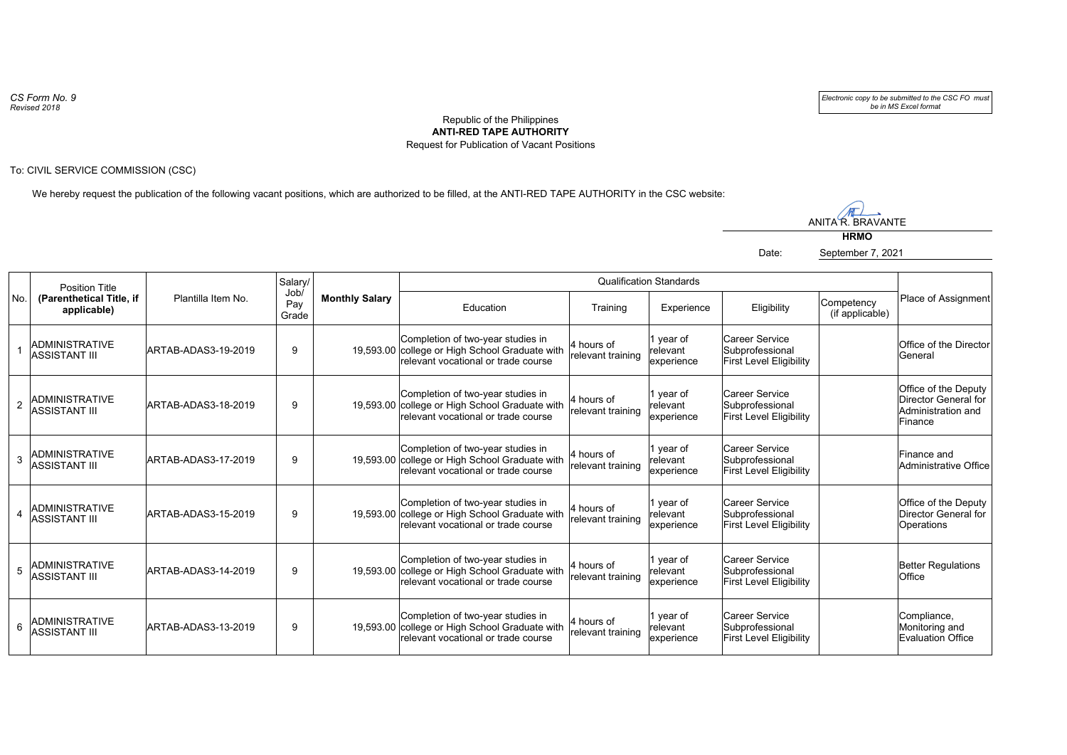*CS Form No. 9*
*Revised 2018*

*Electronic copy to be submitted to the CSC FO must be in MS Excel format*

Republic of the Philippines
**ANTI-RED TAPE AUTHORITY**
Request for Publication of Vacant Positions

To: CIVIL SERVICE COMMISSION (CSC)

We hereby request the publication of the following vacant positions, which are authorized to be filled, at the ANTI-RED TAPE AUTHORITY in the CSC website:

ANITA R. BRAVANTE
**HRMO**

Date: September 7, 2021

| No. | Position Title **(Parenthetical Title, if applicable)** | Plantilla Item No. | Salary/ Job/ Pay Grade | **Monthly Salary** | Qualification Standards | | | | | Place of Assignment |
|---|---|---|---|---|---|---|---|---|---|---|
| | | | | | Education | Training | Experience | Eligibility | Competency (if applicable) | |
| 1 | ADMINISTRATIVE ASSISTANT III | ARTAB-ADAS3-19-2019 | 9 | 19,593.00 | Completion of two-year studies in college or High School Graduate with relevant vocational or trade course | 4 hours of relevant training | 1 year of relevant experience | Career Service Subprofessional First Level Eligibility | | Office of the Director General |
| 2 | ADMINISTRATIVE ASSISTANT III | ARTAB-ADAS3-18-2019 | 9 | 19,593.00 | Completion of two-year studies in college or High School Graduate with relevant vocational or trade course | 4 hours of relevant training | 1 year of relevant experience | Career Service Subprofessional First Level Eligibility | | Office of the Deputy Director General for Administration and Finance |
| 3 | ADMINISTRATIVE ASSISTANT III | ARTAB-ADAS3-17-2019 | 9 | 19,593.00 | Completion of two-year studies in college or High School Graduate with relevant vocational or trade course | 4 hours of relevant training | 1 year of relevant experience | Career Service Subprofessional First Level Eligibility | | Finance and Administrative Office |
| 4 | ADMINISTRATIVE ASSISTANT III | ARTAB-ADAS3-15-2019 | 9 | 19,593.00 | Completion of two-year studies in college or High School Graduate with relevant vocational or trade course | 4 hours of relevant training | 1 year of relevant experience | Career Service Subprofessional First Level Eligibility | | Office of the Deputy Director General for Operations |
| 5 | ADMINISTRATIVE ASSISTANT III | ARTAB-ADAS3-14-2019 | 9 | 19,593.00 | Completion of two-year studies in college or High School Graduate with relevant vocational or trade course | 4 hours of relevant training | 1 year of relevant experience | Career Service Subprofessional First Level Eligibility | | Better Regulations Office |
| 6 | ADMINISTRATIVE ASSISTANT III | ARTAB-ADAS3-13-2019 | 9 | 19,593.00 | Completion of two-year studies in college or High School Graduate with relevant vocational or trade course | 4 hours of relevant training | 1 year of relevant experience | Career Service Subprofessional First Level Eligibility | | Compliance, Monitoring and Evaluation Office |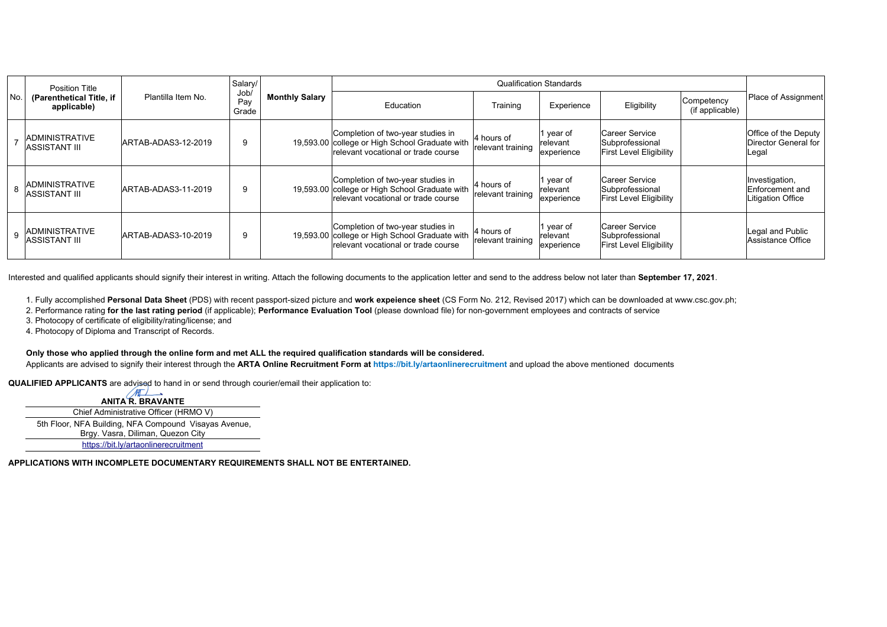| No. | Position Title (Parenthetical Title, if applicable) | Plantilla Item No. | Salary/ Job/ Pay Grade | Monthly Salary | Qualification Standards | | | | | Place of Assignment |
|---|---|---|---|---|---|---|---|---|---|---|
| | | | | | Education | Training | Experience | Eligibility | Competency (if applicable) | |
| 7 | ADMINISTRATIVE ASSISTANT III | ARTAB-ADAS3-12-2019 | 9 | 19,593.00 | Completion of two-year studies in college or High School Graduate with relevant vocational or trade course | 4 hours of relevant training | 1 year of relevant experience | Career Service Subprofessional First Level Eligibility | | Office of the Deputy Director General for Legal |
| 8 | ADMINISTRATIVE ASSISTANT III | ARTAB-ADAS3-11-2019 | 9 | 19,593.00 | Completion of two-year studies in college or High School Graduate with relevant vocational or trade course | 4 hours of relevant training | 1 year of relevant experience | Career Service Subprofessional First Level Eligibility | | Investigation, Enforcement and Litigation Office |
| 9 | ADMINISTRATIVE ASSISTANT III | ARTAB-ADAS3-10-2019 | 9 | 19,593.00 | Completion of two-year studies in college or High School Graduate with relevant vocational or trade course | 4 hours of relevant training | 1 year of relevant experience | Career Service Subprofessional First Level Eligibility | | Legal and Public Assistance Office |

Interested and qualified applicants should signify their interest in writing. Attach the following documents to the application letter and send to the address below not later than **September 17, 2021**.

1. Fully accomplished **Personal Data Sheet** (PDS) with recent passport-sized picture and **work expeience sheet** (CS Form No. 212, Revised 2017) which can be downloaded at www.csc.gov.ph;
2. Performance rating **for the last rating period** (if applicable); **Performance Evaluation Tool** (please download file) for non-government employees and contracts of service
3. Photocopy of certificate of eligibility/rating/license; and
4. Photocopy of Diploma and Transcript of Records.

**Only those who applied through the online form and met ALL the required qualification standards will be considered.**

Applicants are advised to signify their interest through the **ARTA Online Recruitment Form at https://bit.ly/artaonlinerecruitment** and upload the above mentioned documents

**QUALIFIED APPLICANTS** are advised to hand in or send through courier/email their application to:

**ANITA R. BRAVANTE**
Chief Administrative Officer (HRMO V)
5th Floor, NFA Building, NFA Compound Visayas Avenue, Brgy. Vasra, Diliman, Quezon City
https://bit.ly/artaonlinerecruitment

**APPLICATIONS WITH INCOMPLETE DOCUMENTARY REQUIREMENTS SHALL NOT BE ENTERTAINED.**